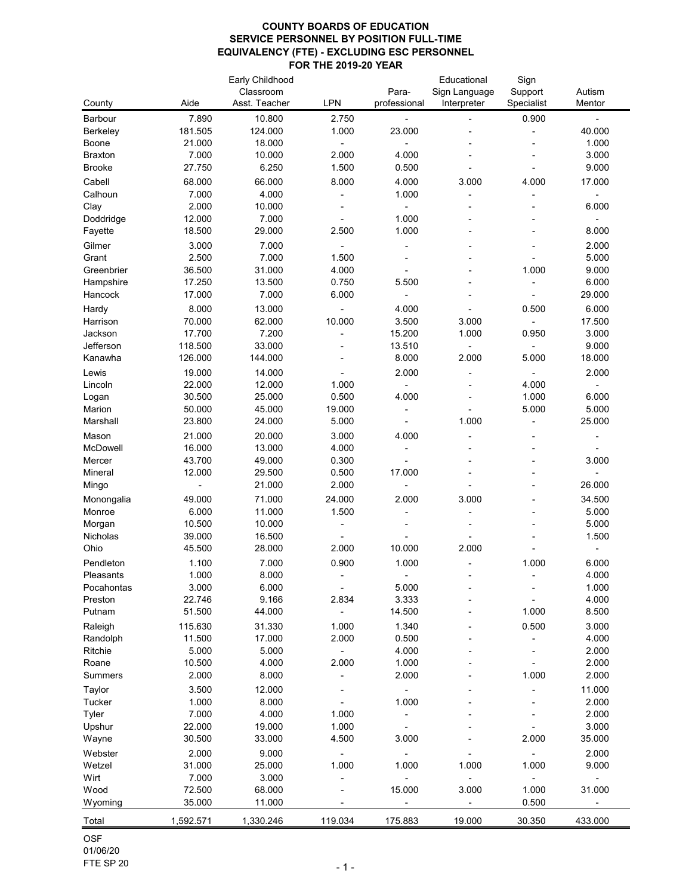# COUNTY BOARDS OF EDUCATION
## SERVICE PERSONNEL BY POSITION FULL-TIME EQUIVALENCY (FTE) - EXCLUDING ESC PERSONNEL
## FOR THE 2019-20 YEAR

| County | Aide | Early Childhood Classroom Asst. Teacher | LPN | Para-professional | Educational Sign Language Interpreter | Sign Support Specialist | Autism Mentor |
|---|---|---|---|---|---|---|---|
| Barbour | 7.890 | 10.800 | 2.750 | - | - | 0.900 | - |
| Berkeley | 181.505 | 124.000 | 1.000 | 23.000 | - | - | 40.000 |
| Boone | 21.000 | 18.000 | - | - | - | - | 1.000 |
| Braxton | 7.000 | 10.000 | 2.000 | 4.000 | - | - | 3.000 |
| Brooke | 27.750 | 6.250 | 1.500 | 0.500 | - | - | 9.000 |
| Cabell | 68.000 | 66.000 | 8.000 | 4.000 | 3.000 | 4.000 | 17.000 |
| Calhoun | 7.000 | 4.000 | - | 1.000 | - | - | - |
| Clay | 2.000 | 10.000 | - | - | - | - | 6.000 |
| Doddridge | 12.000 | 7.000 | - | 1.000 | - | - | - |
| Fayette | 18.500 | 29.000 | 2.500 | 1.000 | - | - | 8.000 |
| Gilmer | 3.000 | 7.000 | - | - | - | - | 2.000 |
| Grant | 2.500 | 7.000 | 1.500 | - | - | - | 5.000 |
| Greenbrier | 36.500 | 31.000 | 4.000 | - | - | 1.000 | 9.000 |
| Hampshire | 17.250 | 13.500 | 0.750 | 5.500 | - | - | 6.000 |
| Hancock | 17.000 | 7.000 | 6.000 | - | - | - | 29.000 |
| Hardy | 8.000 | 13.000 | - | 4.000 | - | 0.500 | 6.000 |
| Harrison | 70.000 | 62.000 | 10.000 | 3.500 | 3.000 | - | 17.500 |
| Jackson | 17.700 | 7.200 | - | 15.200 | 1.000 | 0.950 | 3.000 |
| Jefferson | 118.500 | 33.000 | - | 13.510 | - | - | 9.000 |
| Kanawha | 126.000 | 144.000 | - | 8.000 | 2.000 | 5.000 | 18.000 |
| Lewis | 19.000 | 14.000 | - | 2.000 | - | - | 2.000 |
| Lincoln | 22.000 | 12.000 | 1.000 | - | - | 4.000 | - |
| Logan | 30.500 | 25.000 | 0.500 | 4.000 | - | 1.000 | 6.000 |
| Marion | 50.000 | 45.000 | 19.000 | - | - | 5.000 | 5.000 |
| Marshall | 23.800 | 24.000 | 5.000 | - | 1.000 | - | 25.000 |
| Mason | 21.000 | 20.000 | 3.000 | 4.000 | - | - | - |
| McDowell | 16.000 | 13.000 | 4.000 | - | - | - | - |
| Mercer | 43.700 | 49.000 | 0.300 | - | - | - | 3.000 |
| Mineral | 12.000 | 29.500 | 0.500 | 17.000 | - | - | - |
| Mingo | - | 21.000 | 2.000 | - | - | - | 26.000 |
| Monongalia | 49.000 | 71.000 | 24.000 | 2.000 | 3.000 | - | 34.500 |
| Monroe | 6.000 | 11.000 | 1.500 | - | - | - | 5.000 |
| Morgan | 10.500 | 10.000 | - | - | - | - | 5.000 |
| Nicholas | 39.000 | 16.500 | - | - | - | - | 1.500 |
| Ohio | 45.500 | 28.000 | 2.000 | 10.000 | 2.000 | - | - |
| Pendleton | 1.100 | 7.000 | 0.900 | 1.000 | - | 1.000 | 6.000 |
| Pleasants | 1.000 | 8.000 | - | - | - | - | 4.000 |
| Pocahontas | 3.000 | 6.000 | - | 5.000 | - | - | 1.000 |
| Preston | 22.746 | 9.166 | 2.834 | 3.333 | - | - | 4.000 |
| Putnam | 51.500 | 44.000 | - | 14.500 | - | 1.000 | 8.500 |
| Raleigh | 115.630 | 31.330 | 1.000 | 1.340 | - | 0.500 | 3.000 |
| Randolph | 11.500 | 17.000 | 2.000 | 0.500 | - | - | 4.000 |
| Ritchie | 5.000 | 5.000 | - | 4.000 | - | - | 2.000 |
| Roane | 10.500 | 4.000 | 2.000 | 1.000 | - | - | 2.000 |
| Summers | 2.000 | 8.000 | - | 2.000 | - | 1.000 | 2.000 |
| Taylor | 3.500 | 12.000 | - | - | - | - | 11.000 |
| Tucker | 1.000 | 8.000 | - | 1.000 | - | - | 2.000 |
| Tyler | 7.000 | 4.000 | 1.000 | - | - | - | 2.000 |
| Upshur | 22.000 | 19.000 | 1.000 | - | - | - | 3.000 |
| Wayne | 30.500 | 33.000 | 4.500 | 3.000 | - | 2.000 | 35.000 |
| Webster | 2.000 | 9.000 | - | - | - | - | 2.000 |
| Wetzel | 31.000 | 25.000 | 1.000 | 1.000 | 1.000 | 1.000 | 9.000 |
| Wirt | 7.000 | 3.000 | - | - | - | - | - |
| Wood | 72.500 | 68.000 | - | 15.000 | 3.000 | 1.000 | 31.000 |
| Wyoming | 35.000 | 11.000 | - | - | - | 0.500 | - |
| Total | 1,592.571 | 1,330.246 | 119.034 | 175.883 | 19.000 | 30.350 | 433.000 |

OSF
01/06/20
FTE SP 20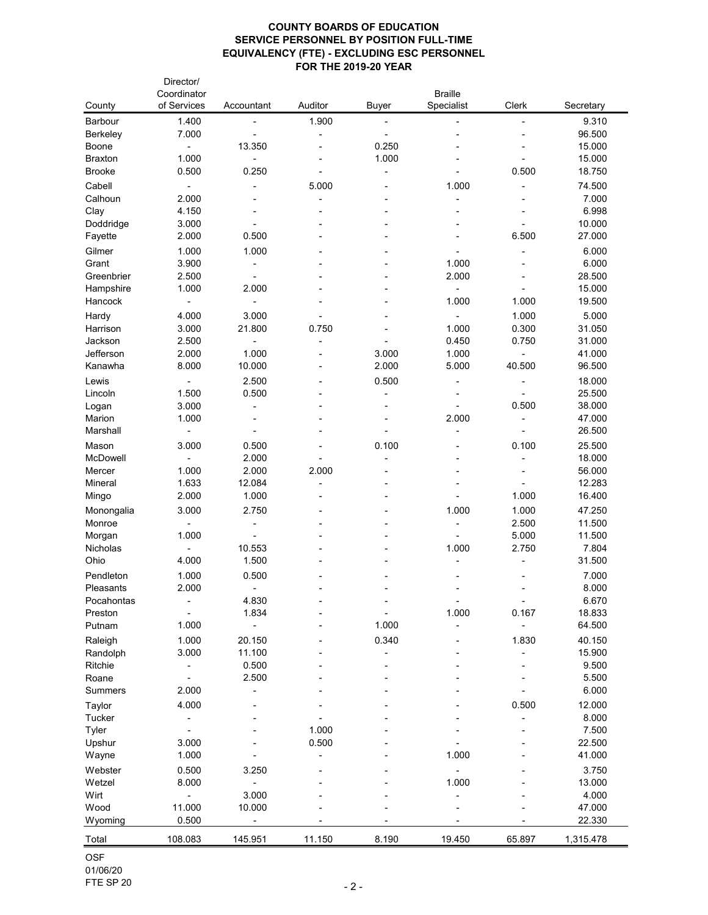**COUNTY BOARDS OF EDUCATION**
**SERVICE PERSONNEL BY POSITION FULL-TIME EQUIVALENCY (FTE) - EXCLUDING ESC PERSONNEL**
**FOR THE 2019-20 YEAR**

| County | Director/ Coordinator of Services | Accountant | Auditor | Buyer | Braille Specialist | Clerk | Secretary |
|---|---|---|---|---|---|---|---|
| Barbour | 1.400 | - | 1.900 | - | - | - | 9.310 |
| Berkeley | 7.000 | - | - | - | - | - | 96.500 |
| Boone | - | 13.350 | - | 0.250 | - | - | 15.000 |
| Braxton | 1.000 | - | - | 1.000 | - | - | 15.000 |
| Brooke | 0.500 | 0.250 | - | - | - | 0.500 | 18.750 |
| Cabell | - | - | 5.000 | - | 1.000 | - | 74.500 |
| Calhoun | 2.000 | - | - | - | - | - | 7.000 |
| Clay | 4.150 | - | - | - | - | - | 6.998 |
| Doddridge | 3.000 | - | - | - | - | - | 10.000 |
| Fayette | 2.000 | 0.500 | - | - | - | 6.500 | 27.000 |
| Gilmer | 1.000 | 1.000 | - | - | - | - | 6.000 |
| Grant | 3.900 | - | - | - | 1.000 | - | 6.000 |
| Greenbrier | 2.500 | - | - | - | 2.000 | - | 28.500 |
| Hampshire | 1.000 | 2.000 | - | - | - | - | 15.000 |
| Hancock | - | - | - | - | 1.000 | 1.000 | 19.500 |
| Hardy | 4.000 | 3.000 | - | - | - | 1.000 | 5.000 |
| Harrison | 3.000 | 21.800 | 0.750 | - | 1.000 | 0.300 | 31.050 |
| Jackson | 2.500 | - | - | - | 0.450 | 0.750 | 31.000 |
| Jefferson | 2.000 | 1.000 | - | 3.000 | 1.000 | - | 41.000 |
| Kanawha | 8.000 | 10.000 | - | 2.000 | 5.000 | 40.500 | 96.500 |
| Lewis | - | 2.500 | - | 0.500 | - | - | 18.000 |
| Lincoln | 1.500 | 0.500 | - | - | - | - | 25.500 |
| Logan | 3.000 | - | - | - | - | 0.500 | 38.000 |
| Marion | 1.000 | - | - | - | 2.000 | - | 47.000 |
| Marshall | - | - | - | - | - | - | 26.500 |
| Mason | 3.000 | 0.500 | - | 0.100 | - | 0.100 | 25.500 |
| McDowell | - | 2.000 | - | - | - | - | 18.000 |
| Mercer | 1.000 | 2.000 | 2.000 | - | - | - | 56.000 |
| Mineral | 1.633 | 12.084 | - | - | - | - | 12.283 |
| Mingo | 2.000 | 1.000 | - | - | - | 1.000 | 16.400 |
| Monongalia | 3.000 | 2.750 | - | - | 1.000 | 1.000 | 47.250 |
| Monroe | - | - | - | - | - | 2.500 | 11.500 |
| Morgan | 1.000 | - | - | - | - | 5.000 | 11.500 |
| Nicholas | - | 10.553 | - | - | 1.000 | 2.750 | 7.804 |
| Ohio | 4.000 | 1.500 | - | - | - | - | 31.500 |
| Pendleton | 1.000 | 0.500 | - | - | - | - | 7.000 |
| Pleasants | 2.000 | - | - | - | - | - | 8.000 |
| Pocahontas | - | 4.830 | - | - | - | - | 6.670 |
| Preston | - | 1.834 | - | - | 1.000 | 0.167 | 18.833 |
| Putnam | 1.000 | - | - | 1.000 | - | - | 64.500 |
| Raleigh | 1.000 | 20.150 | - | 0.340 | - | 1.830 | 40.150 |
| Randolph | 3.000 | 11.100 | - | - | - | - | 15.900 |
| Ritchie | - | 0.500 | - | - | - | - | 9.500 |
| Roane | - | 2.500 | - | - | - | - | 5.500 |
| Summers | 2.000 | - | - | - | - | - | 6.000 |
| Taylor | 4.000 | - | - | - | - | 0.500 | 12.000 |
| Tucker | - | - | - | - | - | - | 8.000 |
| Tyler | - | - | 1.000 | - | - | - | 7.500 |
| Upshur | 3.000 | - | 0.500 | - | - | - | 22.500 |
| Wayne | 1.000 | - | - | - | 1.000 | - | 41.000 |
| Webster | 0.500 | 3.250 | - | - | - | - | 3.750 |
| Wetzel | 8.000 | - | - | - | 1.000 | - | 13.000 |
| Wirt | - | 3.000 | - | - | - | - | 4.000 |
| Wood | 11.000 | 10.000 | - | - | - | - | 47.000 |
| Wyoming | 0.500 | - | - | - | - | - | 22.330 |
| Total | 108.083 | 145.951 | 11.150 | 8.190 | 19.450 | 65.897 | 1,315.478 |

OSF
01/06/20
FTE SP 20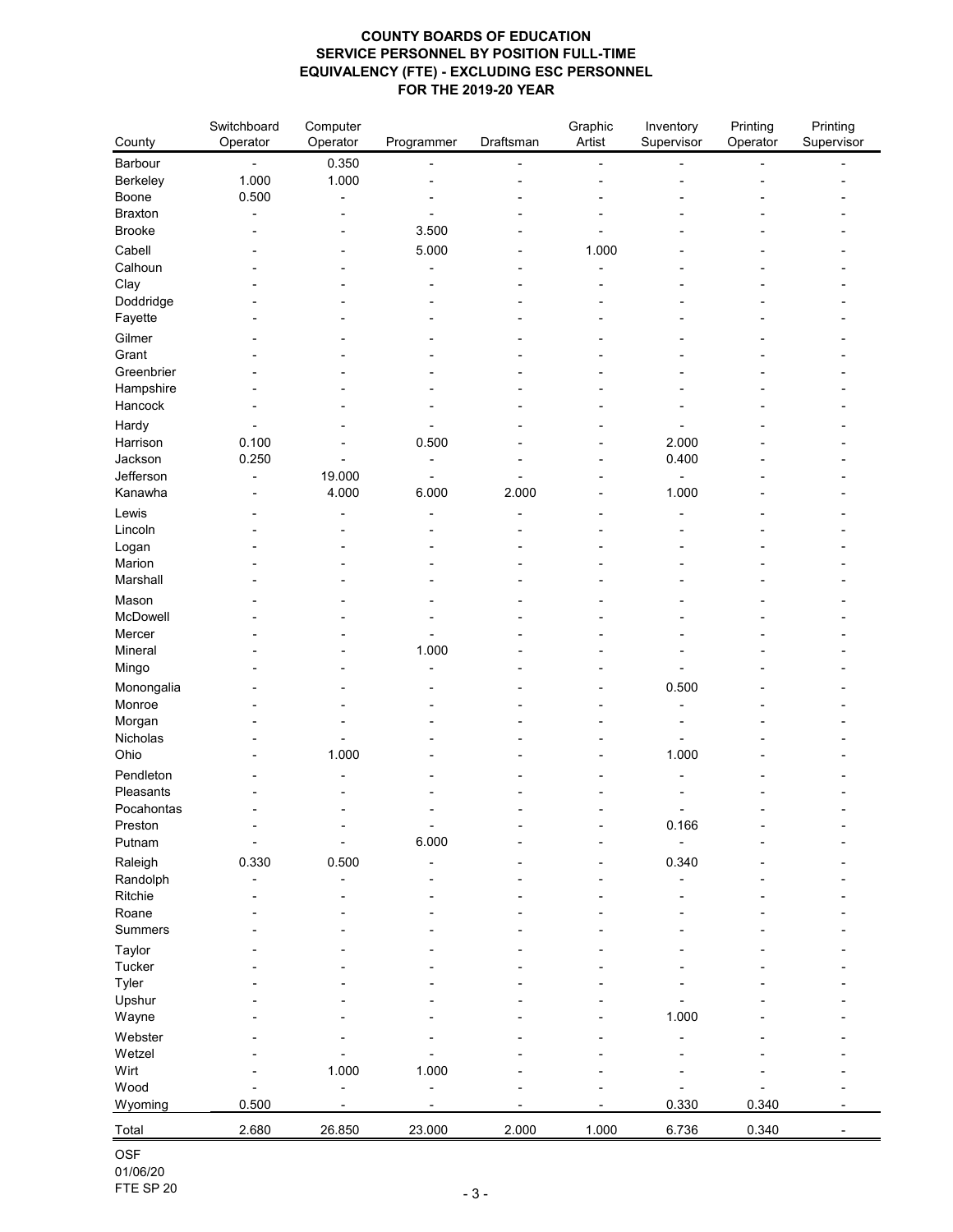**COUNTY BOARDS OF EDUCATION**
**SERVICE PERSONNEL BY POSITION FULL-TIME EQUIVALENCY (FTE) - EXCLUDING ESC PERSONNEL**
**FOR THE 2019-20 YEAR**

| County | Switchboard Operator | Computer Operator | Programmer | Draftsman | Graphic Artist | Inventory Supervisor | Printing Operator | Printing Supervisor |
|---|---|---|---|---|---|---|---|---|
| Barbour | - | 0.350 | - | - | - | - | - | - |
| Berkeley | 1.000 | 1.000 | - | - | - | - | - | - |
| Boone | 0.500 | - | - | - | - | - | - | - |
| Braxton | - | - | - | - | - | - | - | - |
| Brooke | - | - | 3.500 | - | - | - | - | - |
| Cabell | - | - | 5.000 | - | 1.000 | - | - | - |
| Calhoun | - | - | - | - | - | - | - | - |
| Clay | - | - | - | - | - | - | - | - |
| Doddridge | - | - | - | - | - | - | - | - |
| Fayette | - | - | - | - | - | - | - | - |
| Gilmer | - | - | - | - | - | - | - | - |
| Grant | - | - | - | - | - | - | - | - |
| Greenbrier | - | - | - | - | - | - | - | - |
| Hampshire | - | - | - | - | - | - | - | - |
| Hancock | - | - | - | - | - | - | - | - |
| Hardy | - | - | - | - | - | - | - | - |
| Harrison | 0.100 | - | 0.500 | - | - | 2.000 | - | - |
| Jackson | 0.250 | - | - | - | - | 0.400 | - | - |
| Jefferson | - | 19.000 | - | - | - | - | - | - |
| Kanawha | - | 4.000 | 6.000 | 2.000 | - | 1.000 | - | - |
| Lewis | - | - | - | - | - | - | - | - |
| Lincoln | - | - | - | - | - | - | - | - |
| Logan | - | - | - | - | - | - | - | - |
| Marion | - | - | - | - | - | - | - | - |
| Marshall | - | - | - | - | - | - | - | - |
| Mason | - | - | - | - | - | - | - | - |
| McDowell | - | - | - | - | - | - | - | - |
| Mercer | - | - | - | - | - | - | - | - |
| Mineral | - | - | 1.000 | - | - | - | - | - |
| Mingo | - | - | - | - | - | - | - | - |
| Monongalia | - | - | - | - | - | 0.500 | - | - |
| Monroe | - | - | - | - | - | - | - | - |
| Morgan | - | - | - | - | - | - | - | - |
| Nicholas | - | - | - | - | - | - | - | - |
| Ohio | - | 1.000 | - | - | - | 1.000 | - | - |
| Pendleton | - | - | - | - | - | - | - | - |
| Pleasants | - | - | - | - | - | - | - | - |
| Pocahontas | - | - | - | - | - | - | - | - |
| Preston | - | - | - | - | - | 0.166 | - | - |
| Putnam | - | - | 6.000 | - | - | - | - | - |
| Raleigh | 0.330 | 0.500 | - | - | - | 0.340 | - | - |
| Randolph | - | - | - | - | - | - | - | - |
| Ritchie | - | - | - | - | - | - | - | - |
| Roane | - | - | - | - | - | - | - | - |
| Summers | - | - | - | - | - | - | - | - |
| Taylor | - | - | - | - | - | - | - | - |
| Tucker | - | - | - | - | - | - | - | - |
| Tyler | - | - | - | - | - | - | - | - |
| Upshur | - | - | - | - | - | - | - | - |
| Wayne | - | - | - | - | - | 1.000 | - | - |
| Webster | - | - | - | - | - | - | - | - |
| Wetzel | - | - | - | - | - | - | - | - |
| Wirt | - | 1.000 | 1.000 | - | - | - | - | - |
| Wood | - | - | - | - | - | - | - | - |
| Wyoming | 0.500 | - | - | - | - | 0.330 | 0.340 | - |
| Total | 2.680 | 26.850 | 23.000 | 2.000 | 1.000 | 6.736 | 0.340 | - |

OSF
01/06/20
FTE SP 20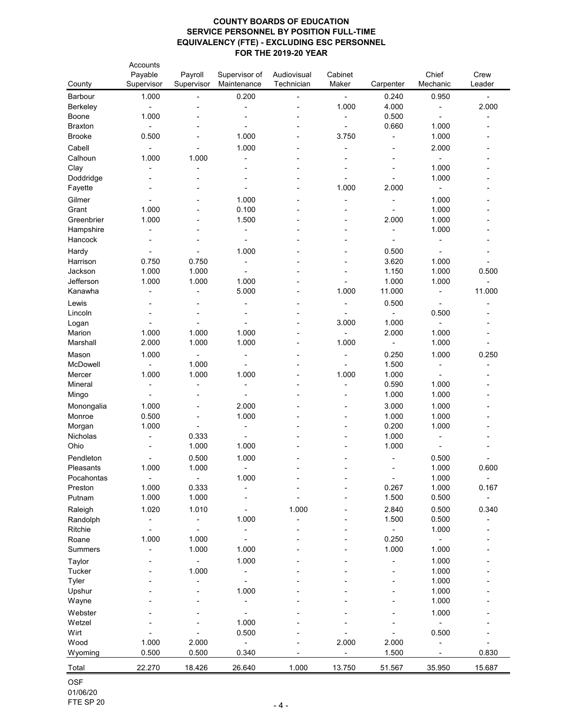**COUNTY BOARDS OF EDUCATION**
**SERVICE PERSONNEL BY POSITION FULL-TIME EQUIVALENCY (FTE) - EXCLUDING ESC PERSONNEL**
**FOR THE 2019-20 YEAR**

| County | Accounts Payable Supervisor | Payroll Supervisor | Supervisor of Maintenance | Audiovisual Technician | Cabinet Maker | Carpenter | Chief Mechanic | Crew Leader |
|---|---|---|---|---|---|---|---|---|
| Barbour | 1.000 | - | 0.200 | - | - | 0.240 | 0.950 | - |
| Berkeley | - | - | - | - | 1.000 | 4.000 | - | 2.000 |
| Boone | 1.000 | - | - | - | - | 0.500 | - | - |
| Braxton | - | - | - | - | - | 0.660 | 1.000 | - |
| Brooke | 0.500 | - | 1.000 | - | 3.750 | - | 1.000 | - |
| Cabell | - | - | 1.000 | - | - | - | 2.000 | - |
| Calhoun | 1.000 | 1.000 | - | - | - | - | - | - |
| Clay | - | - | - | - | - | - | 1.000 | - |
| Doddridge | - | - | - | - | - | - | 1.000 | - |
| Fayette | - | - | - | - | 1.000 | 2.000 | - | - |
| Gilmer | - | - | 1.000 | - | - | - | 1.000 | - |
| Grant | 1.000 | - | 0.100 | - | - | - | 1.000 | - |
| Greenbrier | 1.000 | - | 1.500 | - | - | 2.000 | 1.000 | - |
| Hampshire | - | - | - | - | - | - | 1.000 | - |
| Hancock | - | - | - | - | - | - | - | - |
| Hardy | - | - | 1.000 | - | - | 0.500 | - | - |
| Harrison | 0.750 | 0.750 | - | - | - | 3.620 | 1.000 | - |
| Jackson | 1.000 | 1.000 | - | - | - | 1.150 | 1.000 | 0.500 |
| Jefferson | 1.000 | 1.000 | 1.000 | - | - | 1.000 | 1.000 | - |
| Kanawha | - | - | 5.000 | - | 1.000 | 11.000 | - | 11.000 |
| Lewis | - | - | - | - | - | 0.500 | - | - |
| Lincoln | - | - | - | - | - | - | 0.500 | - |
| Logan | - | - | - | - | 3.000 | 1.000 | - | - |
| Marion | 1.000 | 1.000 | 1.000 | - | - | 2.000 | 1.000 | - |
| Marshall | 2.000 | 1.000 | 1.000 | - | 1.000 | - | 1.000 | - |
| Mason | 1.000 | - | - | - | - | 0.250 | 1.000 | 0.250 |
| McDowell | - | 1.000 | - | - | - | 1.500 | - | - |
| Mercer | 1.000 | 1.000 | 1.000 | - | 1.000 | 1.000 | - | - |
| Mineral | - | - | - | - | - | 0.590 | 1.000 | - |
| Mingo | - | - | - | - | - | 1.000 | 1.000 | - |
| Monongalia | 1.000 | - | 2.000 | - | - | 3.000 | 1.000 | - |
| Monroe | 0.500 | - | 1.000 | - | - | 1.000 | 1.000 | - |
| Morgan | 1.000 | - | - | - | - | 0.200 | 1.000 | - |
| Nicholas | - | 0.333 | - | - | - | 1.000 | - | - |
| Ohio | - | 1.000 | 1.000 | - | - | 1.000 | - | - |
| Pendleton | - | 0.500 | 1.000 | - | - | - | 0.500 | - |
| Pleasants | 1.000 | 1.000 | - | - | - | - | 1.000 | 0.600 |
| Pocahontas | - | - | 1.000 | - | - | - | 1.000 | - |
| Preston | 1.000 | 0.333 | - | - | - | 0.267 | 1.000 | 0.167 |
| Putnam | 1.000 | 1.000 | - | - | - | 1.500 | 0.500 | - |
| Raleigh | 1.020 | 1.010 | - | 1.000 | - | 2.840 | 0.500 | 0.340 |
| Randolph | - | - | 1.000 | - | - | 1.500 | 0.500 | - |
| Ritchie | - | - | - | - | - | - | 1.000 | - |
| Roane | 1.000 | 1.000 | - | - | - | 0.250 | - | - |
| Summers | - | 1.000 | 1.000 | - | - | 1.000 | 1.000 | - |
| Taylor | - | - | 1.000 | - | - | - | 1.000 | - |
| Tucker | - | 1.000 | - | - | - | - | 1.000 | - |
| Tyler | - | - | - | - | - | - | 1.000 | - |
| Upshur | - | - | 1.000 | - | - | - | 1.000 | - |
| Wayne | - | - | - | - | - | - | 1.000 | - |
| Webster | - | - | - | - | - | - | 1.000 | - |
| Wetzel | - | - | 1.000 | - | - | - | - | - |
| Wirt | - | - | 0.500 | - | - | - | 0.500 | - |
| Wood | 1.000 | 2.000 | - | - | 2.000 | 2.000 | - | - |
| Wyoming | 0.500 | 0.500 | 0.340 | - | - | 1.500 | - | 0.830 |
| Total | 22.270 | 18.426 | 26.640 | 1.000 | 13.750 | 51.567 | 35.950 | 15.687 |

OSF
01/06/20
FTE SP 20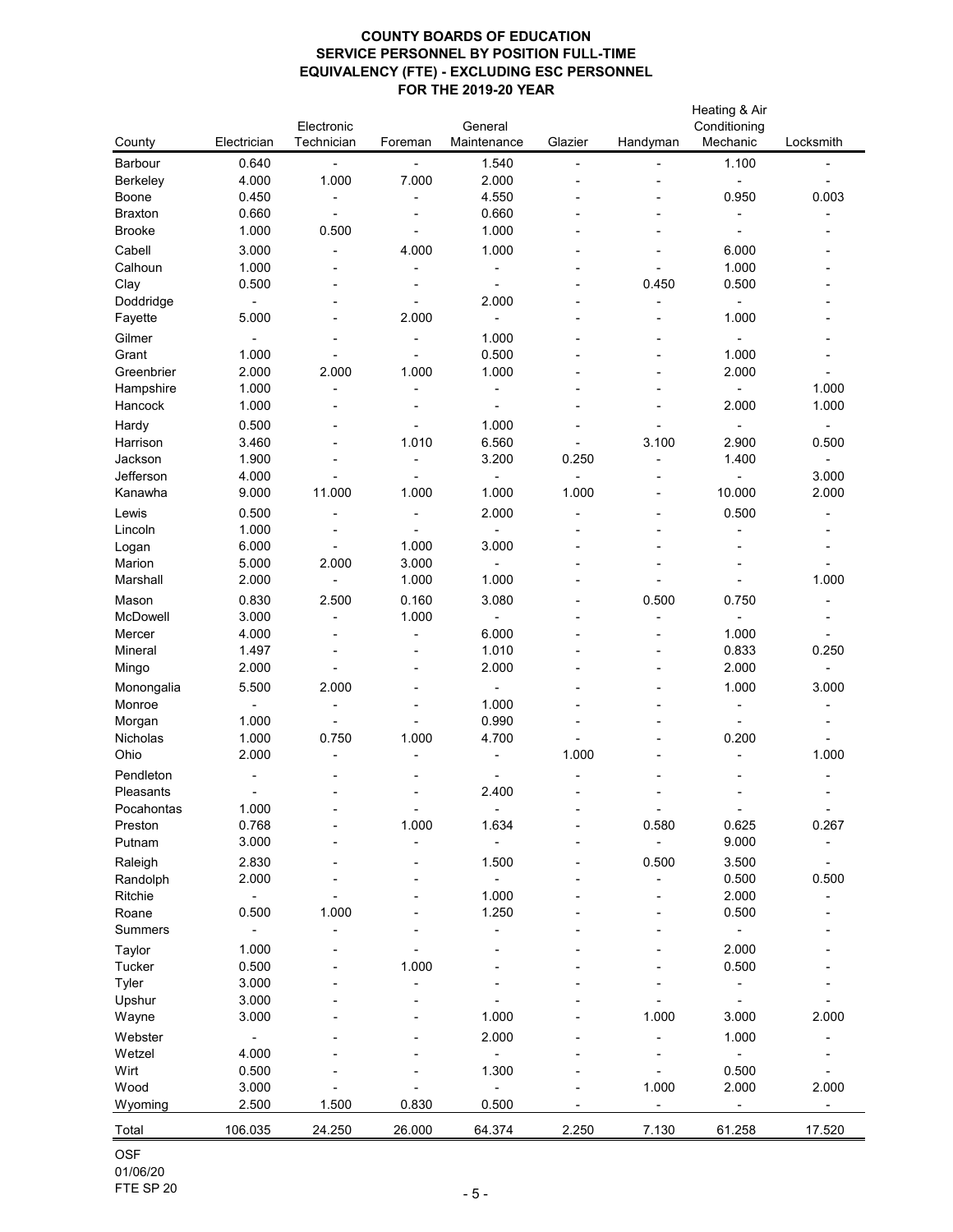**COUNTY BOARDS OF EDUCATION**
**SERVICE PERSONNEL BY POSITION FULL-TIME**
**EQUIVALENCY (FTE) - EXCLUDING ESC PERSONNEL**
**FOR THE 2019-20 YEAR**

| County | Electrician | Electronic Technician | Foreman | General Maintenance | Glazier | Handyman | Heating & Air Conditioning Mechanic | Locksmith |
|---|---|---|---|---|---|---|---|---|
| Barbour | 0.640 | - | - | 1.540 | - | - | 1.100 | - |
| Berkeley | 4.000 | 1.000 | 7.000 | 2.000 | - | - | - | - |
| Boone | 0.450 | - | - | 4.550 | - | - | 0.950 | 0.003 |
| Braxton | 0.660 | - | - | 0.660 | - | - | - | - |
| Brooke | 1.000 | 0.500 | - | 1.000 | - | - | - | - |
| Cabell | 3.000 | - | 4.000 | 1.000 | - | - | 6.000 | - |
| Calhoun | 1.000 | - | - | - | - | - | 1.000 | - |
| Clay | 0.500 | - | - | - | - | 0.450 | 0.500 | - |
| Doddridge | - | - | - | 2.000 | - | - | - | - |
| Fayette | 5.000 | - | 2.000 | - | - | - | 1.000 | - |
| Gilmer | - | - | - | 1.000 | - | - | - | - |
| Grant | 1.000 | - | - | 0.500 | - | - | 1.000 | - |
| Greenbrier | 2.000 | 2.000 | 1.000 | 1.000 | - | - | 2.000 | - |
| Hampshire | 1.000 | - | - | - | - | - | - | 1.000 |
| Hancock | 1.000 | - | - | - | - | - | 2.000 | 1.000 |
| Hardy | 0.500 | - | - | 1.000 | - | - | - | - |
| Harrison | 3.460 | - | 1.010 | 6.560 | - | 3.100 | 2.900 | 0.500 |
| Jackson | 1.900 | - | - | 3.200 | 0.250 | - | 1.400 | - |
| Jefferson | 4.000 | - | - | - | - | - | - | 3.000 |
| Kanawha | 9.000 | 11.000 | 1.000 | 1.000 | 1.000 | - | 10.000 | 2.000 |
| Lewis | 0.500 | - | - | 2.000 | - | - | 0.500 | - |
| Lincoln | 1.000 | - | - | - | - | - | - | - |
| Logan | 6.000 | - | 1.000 | 3.000 | - | - | - | - |
| Marion | 5.000 | 2.000 | 3.000 | - | - | - | - | - |
| Marshall | 2.000 | - | 1.000 | 1.000 | - | - | - | 1.000 |
| Mason | 0.830 | 2.500 | 0.160 | 3.080 | - | 0.500 | 0.750 | - |
| McDowell | 3.000 | - | 1.000 | - | - | - | - | - |
| Mercer | 4.000 | - | - | 6.000 | - | - | 1.000 | - |
| Mineral | 1.497 | - | - | 1.010 | - | - | 0.833 | 0.250 |
| Mingo | 2.000 | - | - | 2.000 | - | - | 2.000 | - |
| Monongalia | 5.500 | 2.000 | - | - | - | - | 1.000 | 3.000 |
| Monroe | - | - | - | 1.000 | - | - | - | - |
| Morgan | 1.000 | - | - | 0.990 | - | - | - | - |
| Nicholas | 1.000 | 0.750 | 1.000 | 4.700 | - | - | 0.200 | - |
| Ohio | 2.000 | - | - | - | 1.000 | - | - | 1.000 |
| Pendleton | - | - | - | - | - | - | - | - |
| Pleasants | - | - | - | 2.400 | - | - | - | - |
| Pocahontas | 1.000 | - | - | - | - | - | - | - |
| Preston | 0.768 | - | 1.000 | 1.634 | - | 0.580 | 0.625 | 0.267 |
| Putnam | 3.000 | - | - | - | - | - | 9.000 | - |
| Raleigh | 2.830 | - | - | 1.500 | - | 0.500 | 3.500 | - |
| Randolph | 2.000 | - | - | - | - | - | 0.500 | 0.500 |
| Ritchie | - | - | - | 1.000 | - | - | 2.000 | - |
| Roane | 0.500 | 1.000 | - | 1.250 | - | - | 0.500 | - |
| Summers | - | - | - | - | - | - | - | - |
| Taylor | 1.000 | - | - | - | - | - | 2.000 | - |
| Tucker | 0.500 | - | 1.000 | - | - | - | 0.500 | - |
| Tyler | 3.000 | - | - | - | - | - | - | - |
| Upshur | 3.000 | - | - | - | - | - | - | - |
| Wayne | 3.000 | - | - | 1.000 | - | 1.000 | 3.000 | 2.000 |
| Webster | - | - | - | 2.000 | - | - | 1.000 | - |
| Wetzel | 4.000 | - | - | - | - | - | - | - |
| Wirt | 0.500 | - | - | 1.300 | - | - | 0.500 | - |
| Wood | 3.000 | - | - | - | - | 1.000 | 2.000 | 2.000 |
| Wyoming | 2.500 | 1.500 | 0.830 | 0.500 | - | - | - | - |
| Total | 106.035 | 24.250 | 26.000 | 64.374 | 2.250 | 7.130 | 61.258 | 17.520 |

OSF
01/06/20
FTE SP 20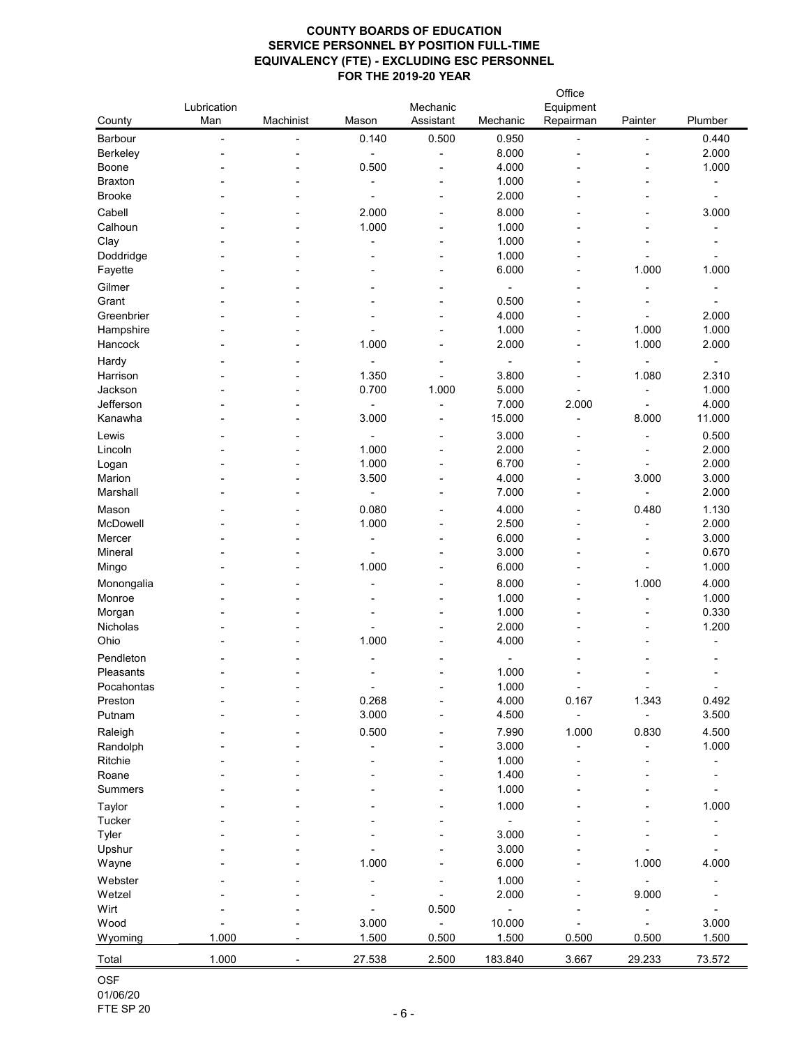# COUNTY BOARDS OF EDUCATION
## SERVICE PERSONNEL BY POSITION FULL-TIME EQUIVALENCY (FTE) - EXCLUDING ESC PERSONNEL
## FOR THE 2019-20 YEAR

| County | Lubrication Man | Machinist | Mason | Mechanic Assistant | Mechanic | Office Equipment Repairman | Painter | Plumber |
|---|---|---|---|---|---|---|---|---|
| Barbour | - | - | 0.140 | 0.500 | 0.950 | - | - | 0.440 |
| Berkeley | - | - | - | - | 8.000 | - | - | 2.000 |
| Boone | - | - | 0.500 | - | 4.000 | - | - | 1.000 |
| Braxton | - | - | - | - | 1.000 | - | - | - |
| Brooke | - | - | - | - | 2.000 | - | - | - |
| Cabell | - | - | 2.000 | - | 8.000 | - | - | 3.000 |
| Calhoun | - | - | 1.000 | - | 1.000 | - | - | - |
| Clay | - | - | - | - | 1.000 | - | - | - |
| Doddridge | - | - | - | - | 1.000 | - | - | - |
| Fayette | - | - | - | - | 6.000 | - | 1.000 | 1.000 |
| Gilmer | - | - | - | - | - | - | - | - |
| Grant | - | - | - | - | 0.500 | - | - | - |
| Greenbrier | - | - | - | - | 4.000 | - | - | 2.000 |
| Hampshire | - | - | - | - | 1.000 | - | 1.000 | 1.000 |
| Hancock | - | - | 1.000 | - | 2.000 | - | 1.000 | 2.000 |
| Hardy | - | - | - | - | - | - | - | - |
| Harrison | - | - | 1.350 | - | 3.800 | - | 1.080 | 2.310 |
| Jackson | - | - | 0.700 | 1.000 | 5.000 | - | - | 1.000 |
| Jefferson | - | - | - | - | 7.000 | 2.000 | - | 4.000 |
| Kanawha | - | - | 3.000 | - | 15.000 | - | 8.000 | 11.000 |
| Lewis | - | - | - | - | 3.000 | - | - | 0.500 |
| Lincoln | - | - | 1.000 | - | 2.000 | - | - | 2.000 |
| Logan | - | - | 1.000 | - | 6.700 | - | - | 2.000 |
| Marion | - | - | 3.500 | - | 4.000 | - | 3.000 | 3.000 |
| Marshall | - | - | - | - | 7.000 | - | - | 2.000 |
| Mason | - | - | 0.080 | - | 4.000 | - | 0.480 | 1.130 |
| McDowell | - | - | 1.000 | - | 2.500 | - | - | 2.000 |
| Mercer | - | - | - | - | 6.000 | - | - | 3.000 |
| Mineral | - | - | - | - | 3.000 | - | - | 0.670 |
| Mingo | - | - | 1.000 | - | 6.000 | - | - | 1.000 |
| Monongalia | - | - | - | - | 8.000 | - | 1.000 | 4.000 |
| Monroe | - | - | - | - | 1.000 | - | - | 1.000 |
| Morgan | - | - | - | - | 1.000 | - | - | 0.330 |
| Nicholas | - | - | - | - | 2.000 | - | - | 1.200 |
| Ohio | - | - | 1.000 | - | 4.000 | - | - | - |
| Pendleton | - | - | - | - | - | - | - | - |
| Pleasants | - | - | - | - | 1.000 | - | - | - |
| Pocahontas | - | - | - | - | 1.000 | - | - | - |
| Preston | - | - | 0.268 | - | 4.000 | 0.167 | 1.343 | 0.492 |
| Putnam | - | - | 3.000 | - | 4.500 | - | - | 3.500 |
| Raleigh | - | - | 0.500 | - | 7.990 | 1.000 | 0.830 | 4.500 |
| Randolph | - | - | - | - | 3.000 | - | - | 1.000 |
| Ritchie | - | - | - | - | 1.000 | - | - | - |
| Roane | - | - | - | - | 1.400 | - | - | - |
| Summers | - | - | - | - | 1.000 | - | - | - |
| Taylor | - | - | - | - | 1.000 | - | - | 1.000 |
| Tucker | - | - | - | - | - | - | - | - |
| Tyler | - | - | - | - | 3.000 | - | - | - |
| Upshur | - | - | - | - | 3.000 | - | - | - |
| Wayne | - | - | 1.000 | - | 6.000 | - | 1.000 | 4.000 |
| Webster | - | - | - | - | 1.000 | - | - | - |
| Wetzel | - | - | - | - | 2.000 | - | 9.000 | - |
| Wirt | - | - | - | 0.500 | - | - | - | - |
| Wood | - | - | 3.000 | - | 10.000 | - | - | 3.000 |
| Wyoming | 1.000 | - | 1.500 | 0.500 | 1.500 | 0.500 | 0.500 | 1.500 |
| Total | 1.000 | - | 27.538 | 2.500 | 183.840 | 3.667 | 29.233 | 73.572 |

OSF
01/06/20
FTE SP 20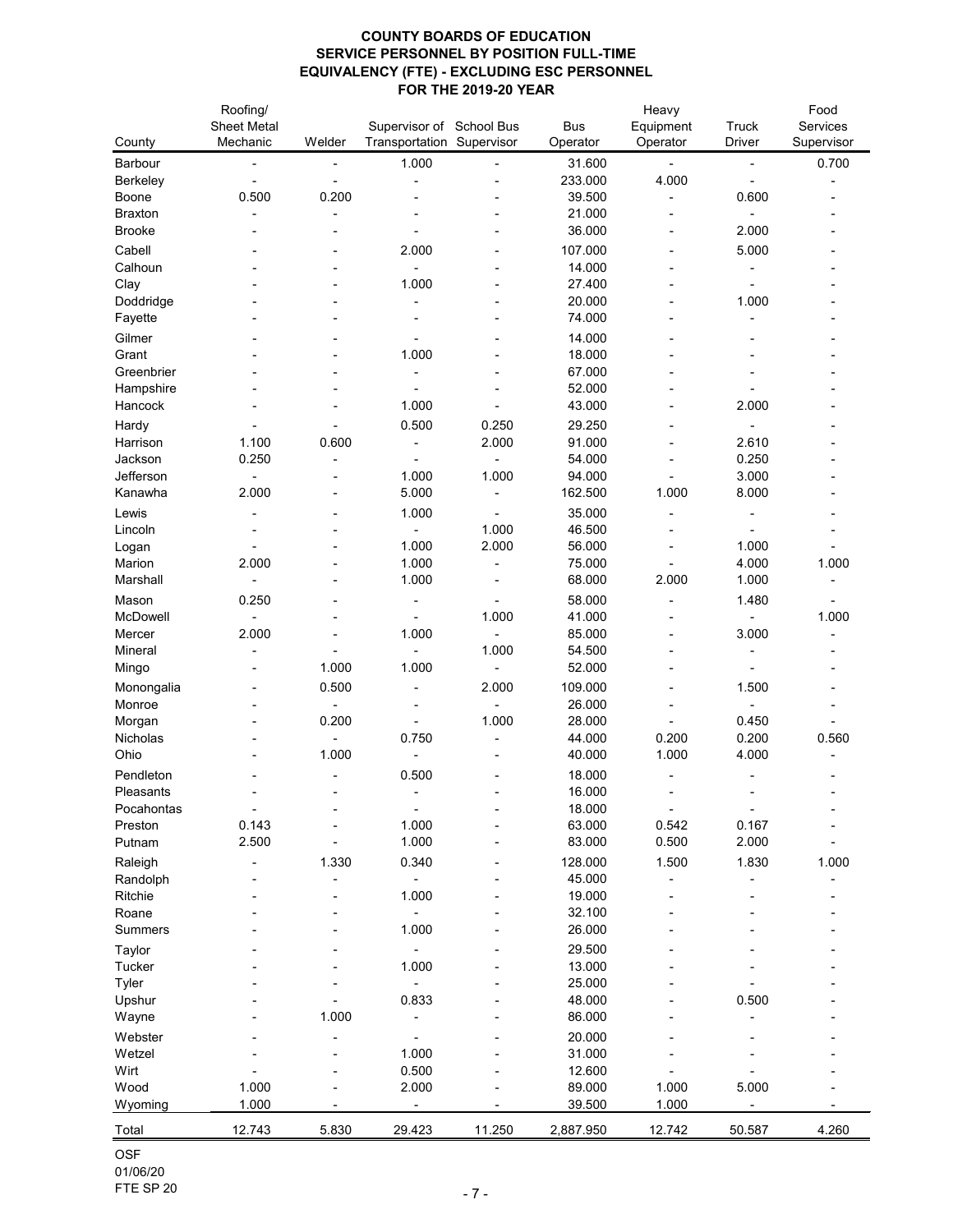# COUNTY BOARDS OF EDUCATION
# SERVICE PERSONNEL BY POSITION FULL-TIME EQUIVALENCY (FTE) - EXCLUDING ESC PERSONNEL
# FOR THE 2019-20 YEAR

| County | Roofing/ Sheet Metal Mechanic | Welder | Supervisor of Transportation | School Bus Supervisor | Bus Operator | Heavy Equipment Operator | Truck Driver | Food Services Supervisor |
|---|---|---|---|---|---|---|---|---|
| Barbour | - | - | 1.000 | - | 31.600 | - | - | 0.700 |
| Berkeley | - | - | - | - | 233.000 | 4.000 | - | - |
| Boone | 0.500 | 0.200 | - | - | 39.500 | - | 0.600 | - |
| Braxton | - | - | - | - | 21.000 | - | - | - |
| Brooke | - | - | - | - | 36.000 | - | 2.000 | - |
| Cabell | - | - | 2.000 | - | 107.000 | - | 5.000 | - |
| Calhoun | - | - | - | - | 14.000 | - | - | - |
| Clay | - | - | 1.000 | - | 27.400 | - | - | - |
| Doddridge | - | - | - | - | 20.000 | - | 1.000 | - |
| Fayette | - | - | - | - | 74.000 | - | - | - |
| Gilmer | - | - | - | - | 14.000 | - | - | - |
| Grant | - | - | 1.000 | - | 18.000 | - | - | - |
| Greenbrier | - | - | - | - | 67.000 | - | - | - |
| Hampshire | - | - | - | - | 52.000 | - | - | - |
| Hancock | - | - | 1.000 | - | 43.000 | - | 2.000 | - |
| Hardy | - | - | 0.500 | 0.250 | 29.250 | - | - | - |
| Harrison | 1.100 | 0.600 | - | 2.000 | 91.000 | - | 2.610 | - |
| Jackson | 0.250 | - | - | - | 54.000 | - | 0.250 | - |
| Jefferson | - | - | 1.000 | 1.000 | 94.000 | - | 3.000 | - |
| Kanawha | 2.000 | - | 5.000 | - | 162.500 | 1.000 | 8.000 | - |
| Lewis | - | - | 1.000 | - | 35.000 | - | - | - |
| Lincoln | - | - | - | 1.000 | 46.500 | - | - | - |
| Logan | - | - | 1.000 | 2.000 | 56.000 | - | 1.000 | - |
| Marion | 2.000 | - | 1.000 | - | 75.000 | - | 4.000 | 1.000 |
| Marshall | - | - | 1.000 | - | 68.000 | 2.000 | 1.000 | - |
| Mason | 0.250 | - | - | - | 58.000 | - | 1.480 | - |
| McDowell | - | - | - | 1.000 | 41.000 | - | - | 1.000 |
| Mercer | 2.000 | - | 1.000 | - | 85.000 | - | 3.000 | - |
| Mineral | - | - | - | 1.000 | 54.500 | - | - | - |
| Mingo | - | 1.000 | 1.000 | - | 52.000 | - | - | - |
| Monongalia | - | 0.500 | - | 2.000 | 109.000 | - | 1.500 | - |
| Monroe | - | - | - | - | 26.000 | - | - | - |
| Morgan | - | 0.200 | - | 1.000 | 28.000 | - | 0.450 | - |
| Nicholas | - | - | 0.750 | - | 44.000 | 0.200 | 0.200 | 0.560 |
| Ohio | - | 1.000 | - | - | 40.000 | 1.000 | 4.000 | - |
| Pendleton | - | - | 0.500 | - | 18.000 | - | - | - |
| Pleasants | - | - | - | - | 16.000 | - | - | - |
| Pocahontas | - | - | - | - | 18.000 | - | - | - |
| Preston | 0.143 | - | 1.000 | - | 63.000 | 0.542 | 0.167 | - |
| Putnam | 2.500 | - | 1.000 | - | 83.000 | 0.500 | 2.000 | - |
| Raleigh | - | 1.330 | 0.340 | - | 128.000 | 1.500 | 1.830 | 1.000 |
| Randolph | - | - | - | - | 45.000 | - | - | - |
| Ritchie | - | - | 1.000 | - | 19.000 | - | - | - |
| Roane | - | - | - | - | 32.100 | - | - | - |
| Summers | - | - | 1.000 | - | 26.000 | - | - | - |
| Taylor | - | - | - | - | 29.500 | - | - | - |
| Tucker | - | - | 1.000 | - | 13.000 | - | - | - |
| Tyler | - | - | - | - | 25.000 | - | - | - |
| Upshur | - | - | 0.833 | - | 48.000 | - | 0.500 | - |
| Wayne | - | 1.000 | - | - | 86.000 | - | - | - |
| Webster | - | - | - | - | 20.000 | - | - | - |
| Wetzel | - | - | 1.000 | - | 31.000 | - | - | - |
| Wirt | - | - | 0.500 | - | 12.600 | - | - | - |
| Wood | 1.000 | - | 2.000 | - | 89.000 | 1.000 | 5.000 | - |
| Wyoming | 1.000 | - | - | - | 39.500 | 1.000 | - | - |
| Total | 12.743 | 5.830 | 29.423 | 11.250 | 2,887.950 | 12.742 | 50.587 | 4.260 |

OSF
01/06/20
FTE SP 20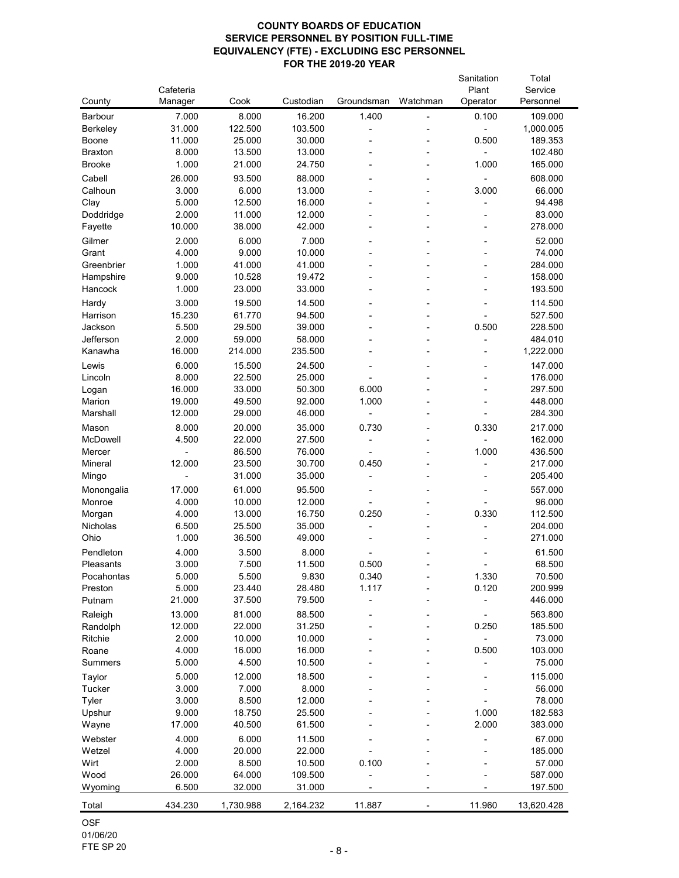# COUNTY BOARDS OF EDUCATION
# SERVICE PERSONNEL BY POSITION FULL-TIME EQUIVALENCY (FTE) - EXCLUDING ESC PERSONNEL
# FOR THE 2019-20 YEAR

| County | Cafeteria Manager | Cook | Custodian | Groundsman | Watchman | Sanitation Plant Operator | Total Service Personnel |
|---|---|---|---|---|---|---|---|
| Barbour | 7.000 | 8.000 | 16.200 | 1.400 | - | 0.100 | 109.000 |
| Berkeley | 31.000 | 122.500 | 103.500 | - | - | - | 1,000.005 |
| Boone | 11.000 | 25.000 | 30.000 | - | - | 0.500 | 189.353 |
| Braxton | 8.000 | 13.500 | 13.000 | - | - | - | 102.480 |
| Brooke | 1.000 | 21.000 | 24.750 | - | - | 1.000 | 165.000 |
| Cabell | 26.000 | 93.500 | 88.000 | - | - | - | 608.000 |
| Calhoun | 3.000 | 6.000 | 13.000 | - | - | 3.000 | 66.000 |
| Clay | 5.000 | 12.500 | 16.000 | - | - | - | 94.498 |
| Doddridge | 2.000 | 11.000 | 12.000 | - | - | - | 83.000 |
| Fayette | 10.000 | 38.000 | 42.000 | - | - | - | 278.000 |
| Gilmer | 2.000 | 6.000 | 7.000 | - | - | - | 52.000 |
| Grant | 4.000 | 9.000 | 10.000 | - | - | - | 74.000 |
| Greenbrier | 1.000 | 41.000 | 41.000 | - | - | - | 284.000 |
| Hampshire | 9.000 | 10.528 | 19.472 | - | - | - | 158.000 |
| Hancock | 1.000 | 23.000 | 33.000 | - | - | - | 193.500 |
| Hardy | 3.000 | 19.500 | 14.500 | - | - | - | 114.500 |
| Harrison | 15.230 | 61.770 | 94.500 | - | - | - | 527.500 |
| Jackson | 5.500 | 29.500 | 39.000 | - | - | 0.500 | 228.500 |
| Jefferson | 2.000 | 59.000 | 58.000 | - | - | - | 484.010 |
| Kanawha | 16.000 | 214.000 | 235.500 | - | - | - | 1,222.000 |
| Lewis | 6.000 | 15.500 | 24.500 | - | - | - | 147.000 |
| Lincoln | 8.000 | 22.500 | 25.000 | - | - | - | 176.000 |
| Logan | 16.000 | 33.000 | 50.300 | 6.000 | - | - | 297.500 |
| Marion | 19.000 | 49.500 | 92.000 | 1.000 | - | - | 448.000 |
| Marshall | 12.000 | 29.000 | 46.000 | - | - | - | 284.300 |
| Mason | 8.000 | 20.000 | 35.000 | 0.730 | - | 0.330 | 217.000 |
| McDowell | 4.500 | 22.000 | 27.500 | - | - | - | 162.000 |
| Mercer | - | 86.500 | 76.000 | - | - | 1.000 | 436.500 |
| Mineral | 12.000 | 23.500 | 30.700 | 0.450 | - | - | 217.000 |
| Mingo | - | 31.000 | 35.000 | - | - | - | 205.400 |
| Monongalia | 17.000 | 61.000 | 95.500 | - | - | - | 557.000 |
| Monroe | 4.000 | 10.000 | 12.000 | - | - | - | 96.000 |
| Morgan | 4.000 | 13.000 | 16.750 | 0.250 | - | 0.330 | 112.500 |
| Nicholas | 6.500 | 25.500 | 35.000 | - | - | - | 204.000 |
| Ohio | 1.000 | 36.500 | 49.000 | - | - | - | 271.000 |
| Pendleton | 4.000 | 3.500 | 8.000 | - | - | - | 61.500 |
| Pleasants | 3.000 | 7.500 | 11.500 | 0.500 | - | - | 68.500 |
| Pocahontas | 5.000 | 5.500 | 9.830 | 0.340 | - | 1.330 | 70.500 |
| Preston | 5.000 | 23.440 | 28.480 | 1.117 | - | 0.120 | 200.999 |
| Putnam | 21.000 | 37.500 | 79.500 | - | - | - | 446.000 |
| Raleigh | 13.000 | 81.000 | 88.500 | - | - | - | 563.800 |
| Randolph | 12.000 | 22.000 | 31.250 | - | - | 0.250 | 185.500 |
| Ritchie | 2.000 | 10.000 | 10.000 | - | - | - | 73.000 |
| Roane | 4.000 | 16.000 | 16.000 | - | - | 0.500 | 103.000 |
| Summers | 5.000 | 4.500 | 10.500 | - | - | - | 75.000 |
| Taylor | 5.000 | 12.000 | 18.500 | - | - | - | 115.000 |
| Tucker | 3.000 | 7.000 | 8.000 | - | - | - | 56.000 |
| Tyler | 3.000 | 8.500 | 12.000 | - | - | - | 78.000 |
| Upshur | 9.000 | 18.750 | 25.500 | - | - | 1.000 | 182.583 |
| Wayne | 17.000 | 40.500 | 61.500 | - | - | 2.000 | 383.000 |
| Webster | 4.000 | 6.000 | 11.500 | - | - | - | 67.000 |
| Wetzel | 4.000 | 20.000 | 22.000 | - | - | - | 185.000 |
| Wirt | 2.000 | 8.500 | 10.500 | 0.100 | - | - | 57.000 |
| Wood | 26.000 | 64.000 | 109.500 | - | - | - | 587.000 |
| Wyoming | 6.500 | 32.000 | 31.000 | - | - | - | 197.500 |
| Total | 434.230 | 1,730.988 | 2,164.232 | 11.887 | - | 11.960 | 13,620.428 |

OSF
01/06/20
FTE SP 20